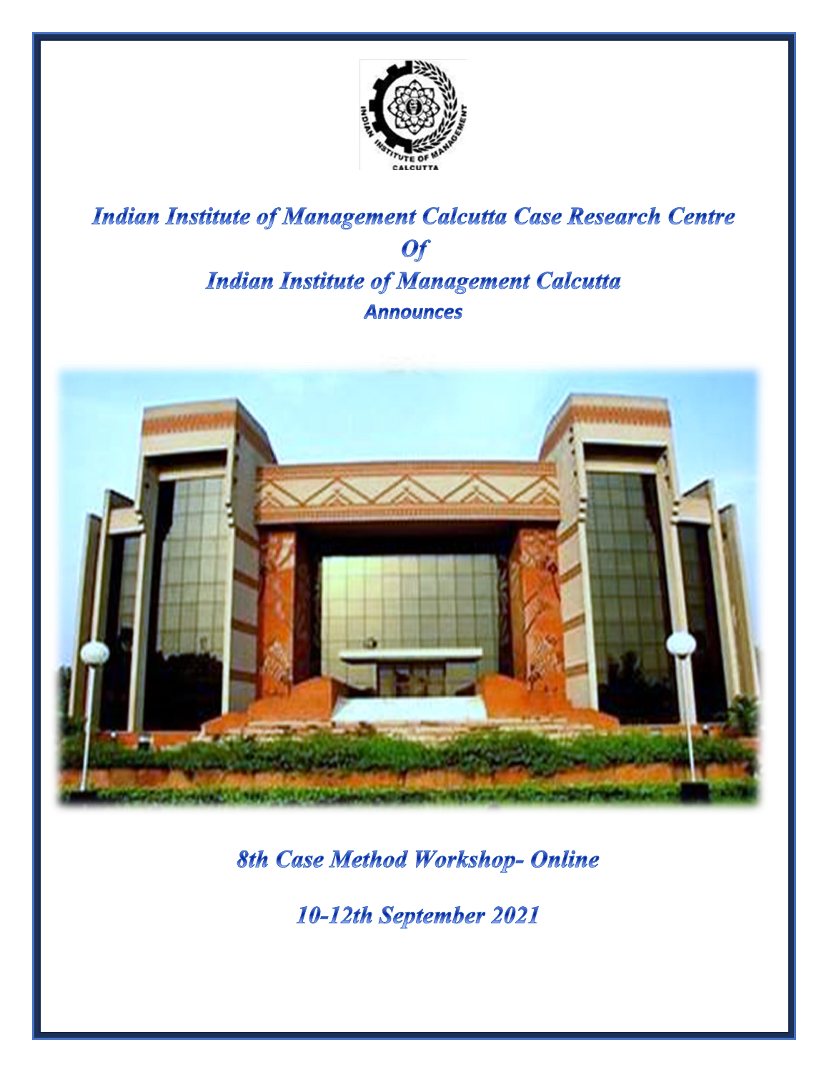# Indian Institute of Management Calcutta Case Research Centre

## Of

# Indian Institute of Management Calcutta

**Announces**

## 8th Case Method Workshop- Online

## 10-12th September 2021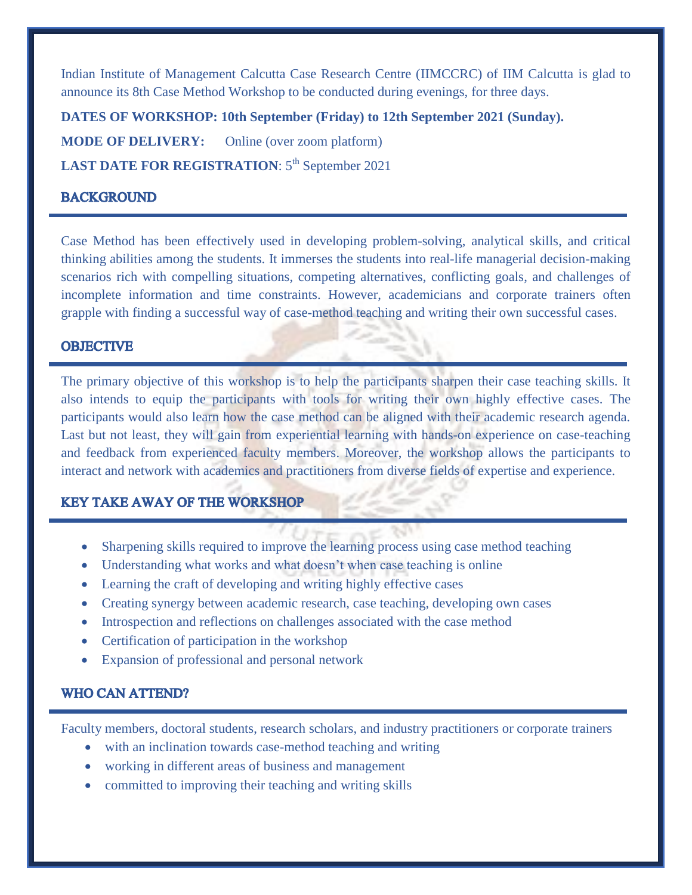Indian Institute of Management Calcutta Case Research Centre (IIMCCRC) of IIM Calcutta is glad to announce its 8th Case Method Workshop to be conducted during evenings, for three days.

**DATES OF WORKSHOP: 10th September (Friday) to 12th September 2021 (Sunday).**

**MODE OF DELIVERY:** Online (over zoom platform)

**LAST DATE FOR REGISTRATION**: 5th September 2021

## BACKGROUND

Case Method has been effectively used in developing problem-solving, analytical skills, and critical thinking abilities among the students. It immerses the students into real-life managerial decision-making scenarios rich with compelling situations, competing alternatives, conflicting goals, and challenges of incomplete information and time constraints. However, academicians and corporate trainers often grapple with finding a successful way of case-method teaching and writing their own successful cases.

## OBJECTIVE

The primary objective of this workshop is to help the participants sharpen their case teaching skills. It also intends to equip the participants with tools for writing their own highly effective cases. The participants would also learn how the case method can be aligned with their academic research agenda. Last but not least, they will gain from experiential learning with hands-on experience on case-teaching and feedback from experienced faculty members. Moreover, the workshop allows the participants to interact and network with academics and practitioners from diverse fields of expertise and experience.

## KEY TAKE AWAY OF THE WORKSHOP

- Sharpening skills required to improve the learning process using case method teaching
- Understanding what works and what doesn't when case teaching is online
- Learning the craft of developing and writing highly effective cases
- Creating synergy between academic research, case teaching, developing own cases
- Introspection and reflections on challenges associated with the case method
- Certification of participation in the workshop
- Expansion of professional and personal network

## WHO CAN ATTEND?

Faculty members, doctoral students, research scholars, and industry practitioners or corporate trainers

- with an inclination towards case-method teaching and writing
- working in different areas of business and management
- committed to improving their teaching and writing skills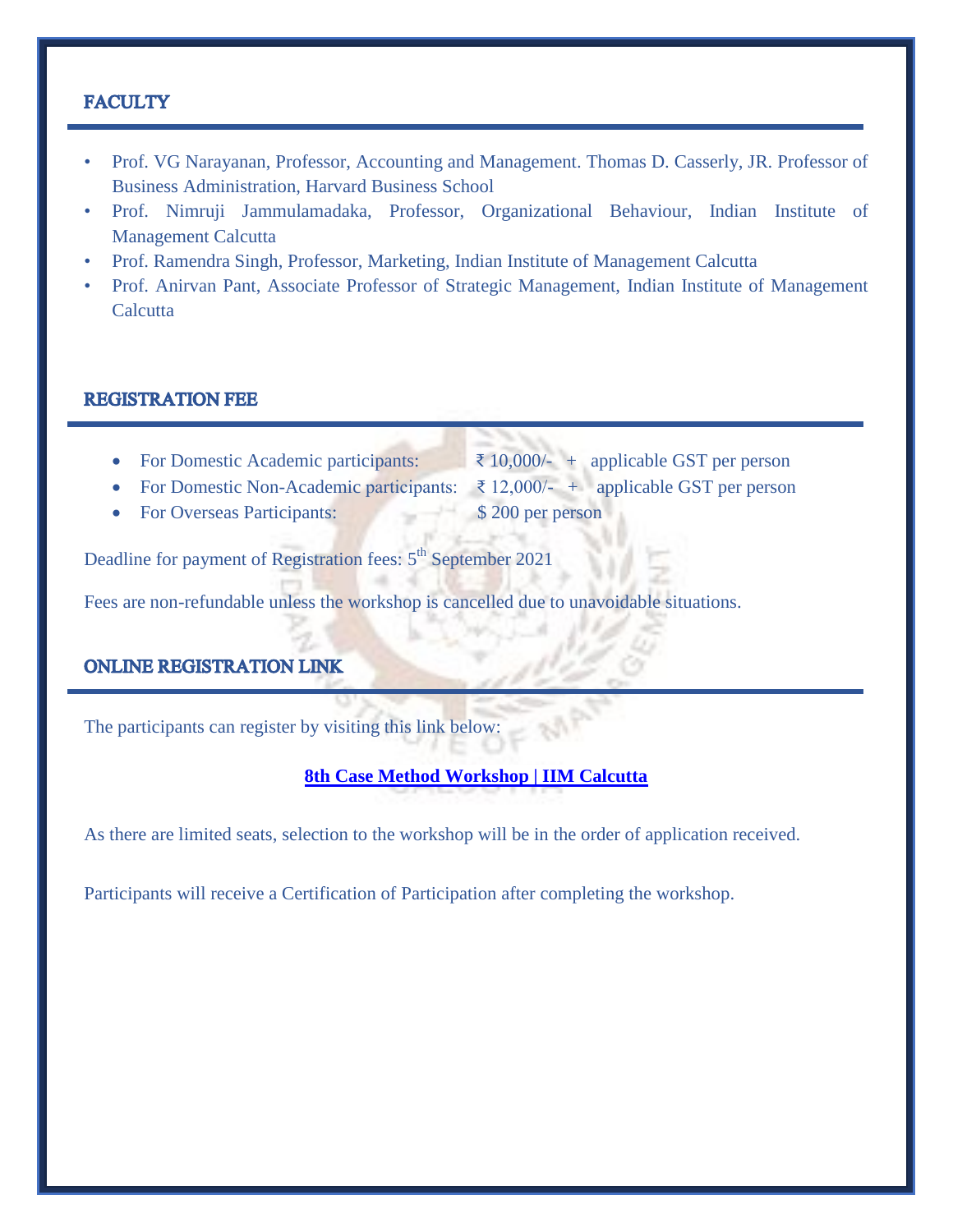## FACULTY

- Prof. VG Narayanan, Professor, Accounting and Management. Thomas D. Casserly, JR. Professor of Business Administration, Harvard Business School
- Prof. Nimruji Jammulamadaka, Professor, Organizational Behaviour, Indian Institute of Management Calcutta
- Prof. Ramendra Singh, Professor, Marketing, Indian Institute of Management Calcutta
- Prof. Anirvan Pant, Associate Professor of Strategic Management, Indian Institute of Management Calcutta

## REGISTRATION FEE

- For Domestic Academic participants: ₹ 10,000/- + applicable GST per person
- For Domestic Non-Academic participants: ₹ 12,000/- + applicable GST per person
- For Overseas Participants: $ 200 per person

Deadline for payment of Registration fees: 5th September 2021

Fees are non-refundable unless the workshop is cancelled due to unavoidable situations.

## ONLINE REGISTRATION LINK

The participants can register by visiting this link below:

**8th Case Method Workshop | IIM Calcutta**

As there are limited seats, selection to the workshop will be in the order of application received.

Participants will receive a Certification of Participation after completing the workshop.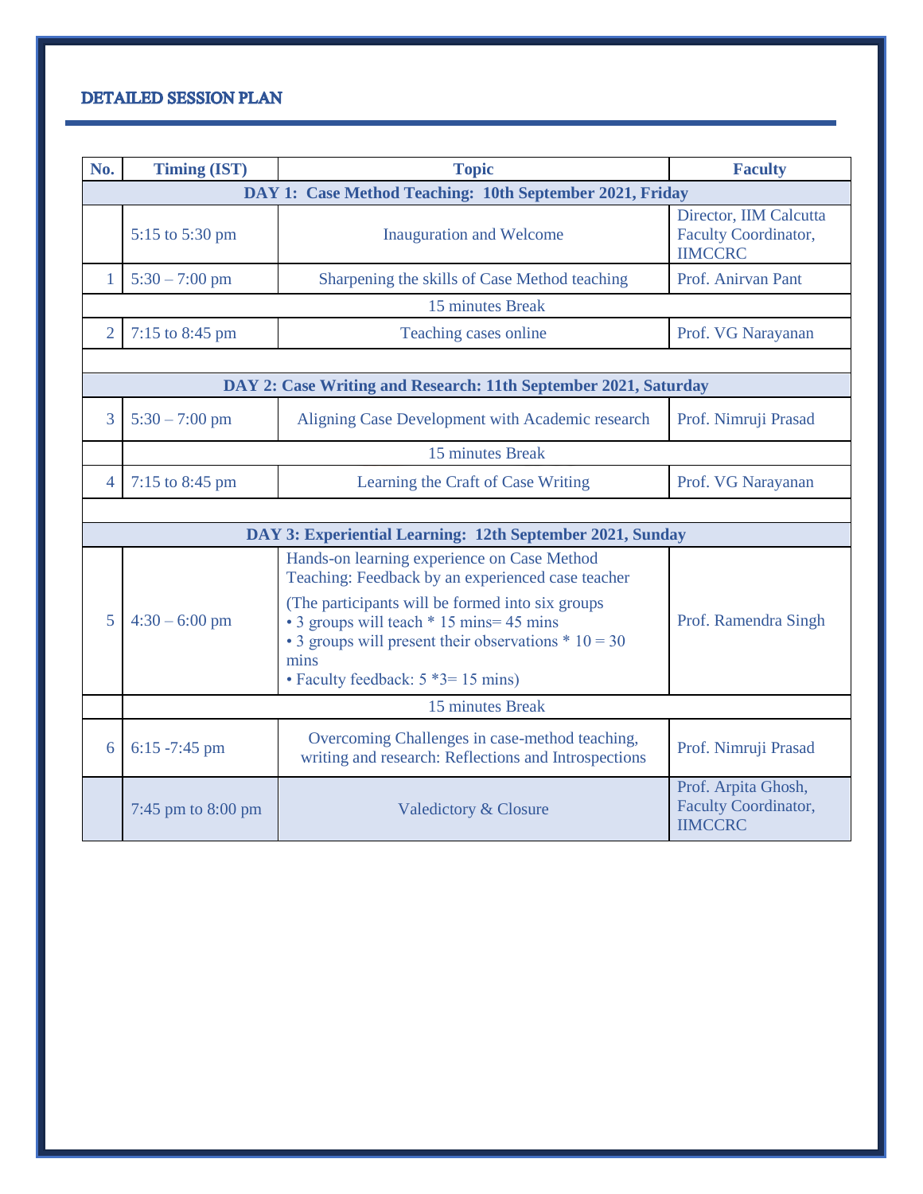# DETAILED SESSION PLAN

| No. | Timing (IST) | Topic | Faculty |
|---|---|---|---|
| **DAY 1: Case Method Teaching: 10th September 2021, Friday** | | | |
| | 5:15 to 5:30 pm | Inauguration and Welcome | Director, IIM Calcutta<br>Faculty Coordinator, IIMCCRC |
| 1 | 5:30 – 7:00 pm | Sharpening the skills of Case Method teaching | Prof. Anirvan Pant |
| 15 minutes Break | | | |
| 2 | 7:15 to 8:45 pm | Teaching cases online | Prof. VG Narayanan |
| | | | |
| **DAY 2: Case Writing and Research: 11th September 2021, Saturday** | | | |
| 3 | 5:30 – 7:00 pm | Aligning Case Development with Academic research | Prof. Nimruji Prasad |
| | 15 minutes Break | | |
| 4 | 7:15 to 8:45 pm | Learning the Craft of Case Writing | Prof. VG Narayanan |
| | | | |
| **DAY 3: Experiential Learning: 12th September 2021, Sunday** | | | |
| 5 | 4:30 – 6:00 pm | Hands-on learning experience on Case Method Teaching: Feedback by an experienced case teacher<br>(The participants will be formed into six groups<br>• 3 groups will teach * 15 mins= 45 mins<br>• 3 groups will present their observations * 10 = 30 mins<br>• Faculty feedback: 5 *3= 15 mins) | Prof. Ramendra Singh |
| | 15 minutes Break | | |
| 6 | 6:15 -7:45 pm | Overcoming Challenges in case-method teaching, writing and research: Reflections and Introspections | Prof. Nimruji Prasad |
| | 7:45 pm to 8:00 pm | Valedictory & Closure | Prof. Arpita Ghosh, Faculty Coordinator, IIMCCRC |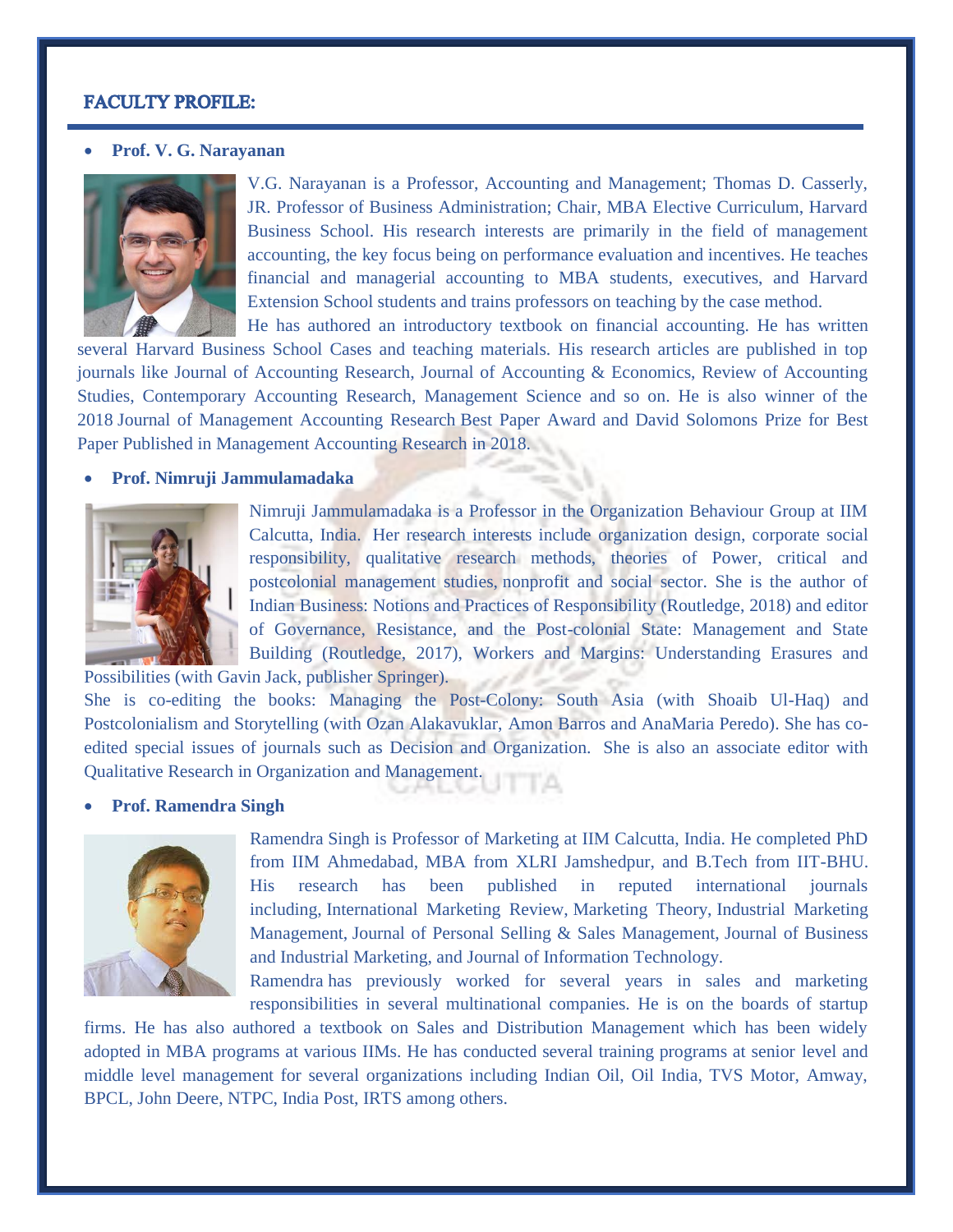## FACULTY PROFILE:

- **Prof. V. G. Narayanan**

V.G. Narayanan is a Professor, Accounting and Management; Thomas D. Casserly, JR. Professor of Business Administration; Chair, MBA Elective Curriculum, Harvard Business School. His research interests are primarily in the field of management accounting, the key focus being on performance evaluation and incentives. He teaches financial and managerial accounting to MBA students, executives, and Harvard Extension School students and trains professors on teaching by the case method.

He has authored an introductory textbook on financial accounting. He has written several Harvard Business School Cases and teaching materials. His research articles are published in top journals like Journal of Accounting Research, Journal of Accounting & Economics, Review of Accounting Studies, Contemporary Accounting Research, Management Science and so on. He is also winner of the 2018 Journal of Management Accounting Research Best Paper Award and David Solomons Prize for Best Paper Published in Management Accounting Research in 2018.

- **Prof. Nimruji Jammulamadaka**

Nimruji Jammulamadaka is a Professor in the Organization Behaviour Group at IIM Calcutta, India. Her research interests include organization design, corporate social responsibility, qualitative research methods, theories of Power, critical and postcolonial management studies, nonprofit and social sector. She is the author of Indian Business: Notions and Practices of Responsibility (Routledge, 2018) and editor of Governance, Resistance, and the Post-colonial State: Management and State Building (Routledge, 2017), Workers and Margins: Understanding Erasures and Possibilities (with Gavin Jack, publisher Springer).

She is co-editing the books: Managing the Post-Colony: South Asia (with Shoaib Ul-Haq) and Postcolonialism and Storytelling (with Ozan Alakavuklar, Amon Barros and AnaMaria Peredo). She has co-edited special issues of journals such as Decision and Organization. She is also an associate editor with Qualitative Research in Organization and Management.

- **Prof. Ramendra Singh**

Ramendra Singh is Professor of Marketing at IIM Calcutta, India. He completed PhD from IIM Ahmedabad, MBA from XLRI Jamshedpur, and B.Tech from IIT-BHU. His research has been published in reputed international journals including, International Marketing Review, Marketing Theory, Industrial Marketing Management, Journal of Personal Selling & Sales Management, Journal of Business and Industrial Marketing, and Journal of Information Technology.

Ramendra has previously worked for several years in sales and marketing responsibilities in several multinational companies. He is on the boards of startup firms. He has also authored a textbook on Sales and Distribution Management which has been widely adopted in MBA programs at various IIMs. He has conducted several training programs at senior level and middle level management for several organizations including Indian Oil, Oil India, TVS Motor, Amway, BPCL, John Deere, NTPC, India Post, IRTS among others.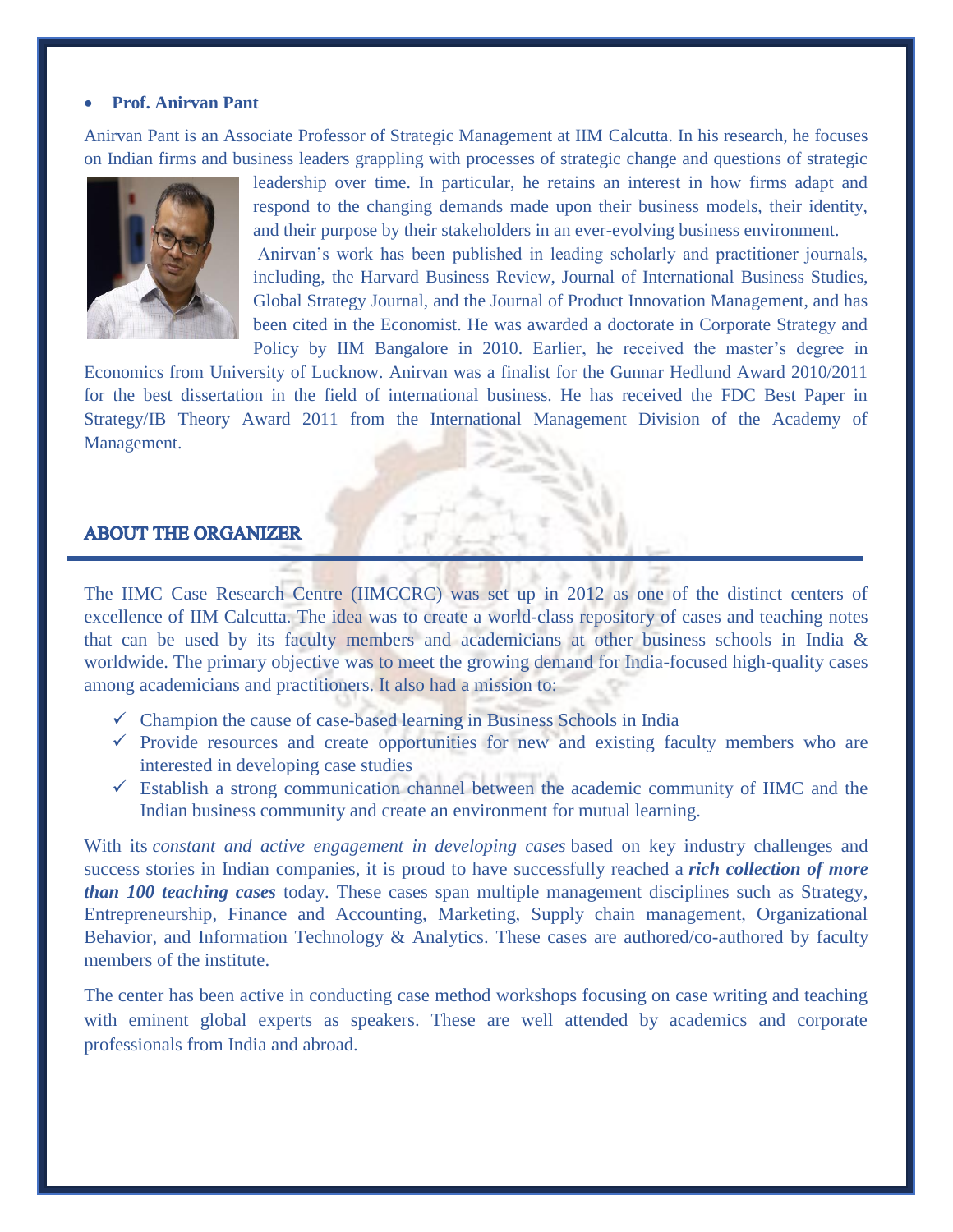- **Prof. Anirvan Pant**

Anirvan Pant is an Associate Professor of Strategic Management at IIM Calcutta. In his research, he focuses on Indian firms and business leaders grappling with processes of strategic change and questions of strategic leadership over time. In particular, he retains an interest in how firms adapt and respond to the changing demands made upon their business models, their identity, and their purpose by their stakeholders in an ever-evolving business environment.

Anirvan's work has been published in leading scholarly and practitioner journals, including, the Harvard Business Review, Journal of International Business Studies, Global Strategy Journal, and the Journal of Product Innovation Management, and has been cited in the Economist. He was awarded a doctorate in Corporate Strategy and Policy by IIM Bangalore in 2010. Earlier, he received the master's degree in Economics from University of Lucknow. Anirvan was a finalist for the Gunnar Hedlund Award 2010/2011 for the best dissertation in the field of international business. He has received the FDC Best Paper in Strategy/IB Theory Award 2011 from the International Management Division of the Academy of Management.

## ABOUT THE ORGANIZER

The IIMC Case Research Centre (IIMCCRC) was set up in 2012 as one of the distinct centers of excellence of IIM Calcutta. The idea was to create a world-class repository of cases and teaching notes that can be used by its faculty members and academicians at other business schools in India & worldwide. The primary objective was to meet the growing demand for India-focused high-quality cases among academicians and practitioners. It also had a mission to:

- ✓ Champion the cause of case-based learning in Business Schools in India
- ✓ Provide resources and create opportunities for new and existing faculty members who are interested in developing case studies
- ✓ Establish a strong communication channel between the academic community of IIMC and the Indian business community and create an environment for mutual learning.

With its *constant and active engagement in developing cases* based on key industry challenges and success stories in Indian companies, it is proud to have successfully reached a ***rich collection of more than 100 teaching cases*** today. These cases span multiple management disciplines such as Strategy, Entrepreneurship, Finance and Accounting, Marketing, Supply chain management, Organizational Behavior, and Information Technology & Analytics. These cases are authored/co-authored by faculty members of the institute.

The center has been active in conducting case method workshops focusing on case writing and teaching with eminent global experts as speakers. These are well attended by academics and corporate professionals from India and abroad.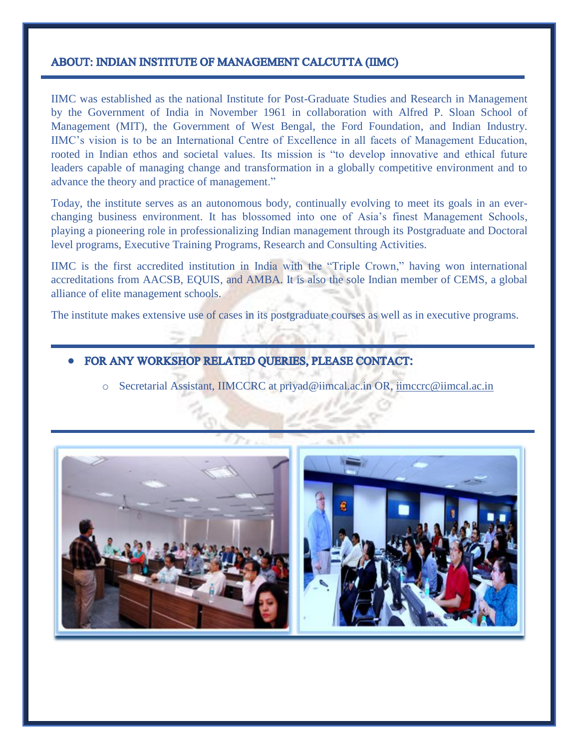## ABOUT: INDIAN INSTITUTE OF MANAGEMENT CALCUTTA (IIMC)

IIMC was established as the national Institute for Post-Graduate Studies and Research in Management by the Government of India in November 1961 in collaboration with Alfred P. Sloan School of Management (MIT), the Government of West Bengal, the Ford Foundation, and Indian Industry. IIMC's vision is to be an International Centre of Excellence in all facets of Management Education, rooted in Indian ethos and societal values. Its mission is "to develop innovative and ethical future leaders capable of managing change and transformation in a globally competitive environment and to advance the theory and practice of management."

Today, the institute serves as an autonomous body, continually evolving to meet its goals in an ever-changing business environment. It has blossomed into one of Asia's finest Management Schools, playing a pioneering role in professionalizing Indian management through its Postgraduate and Doctoral level programs, Executive Training Programs, Research and Consulting Activities.

IIMC is the first accredited institution in India with the "Triple Crown," having won international accreditations from AACSB, EQUIS, and AMBA. It is also the sole Indian member of CEMS, a global alliance of elite management schools.

The institute makes extensive use of cases in its postgraduate courses as well as in executive programs.

- **FOR ANY WORKSHOP RELATED QUERIES, PLEASE CONTACT:**
  - Secretarial Assistant, IIMCCRC at priyad@iimcal.ac.in OR, iimccrc@iimcal.ac.in